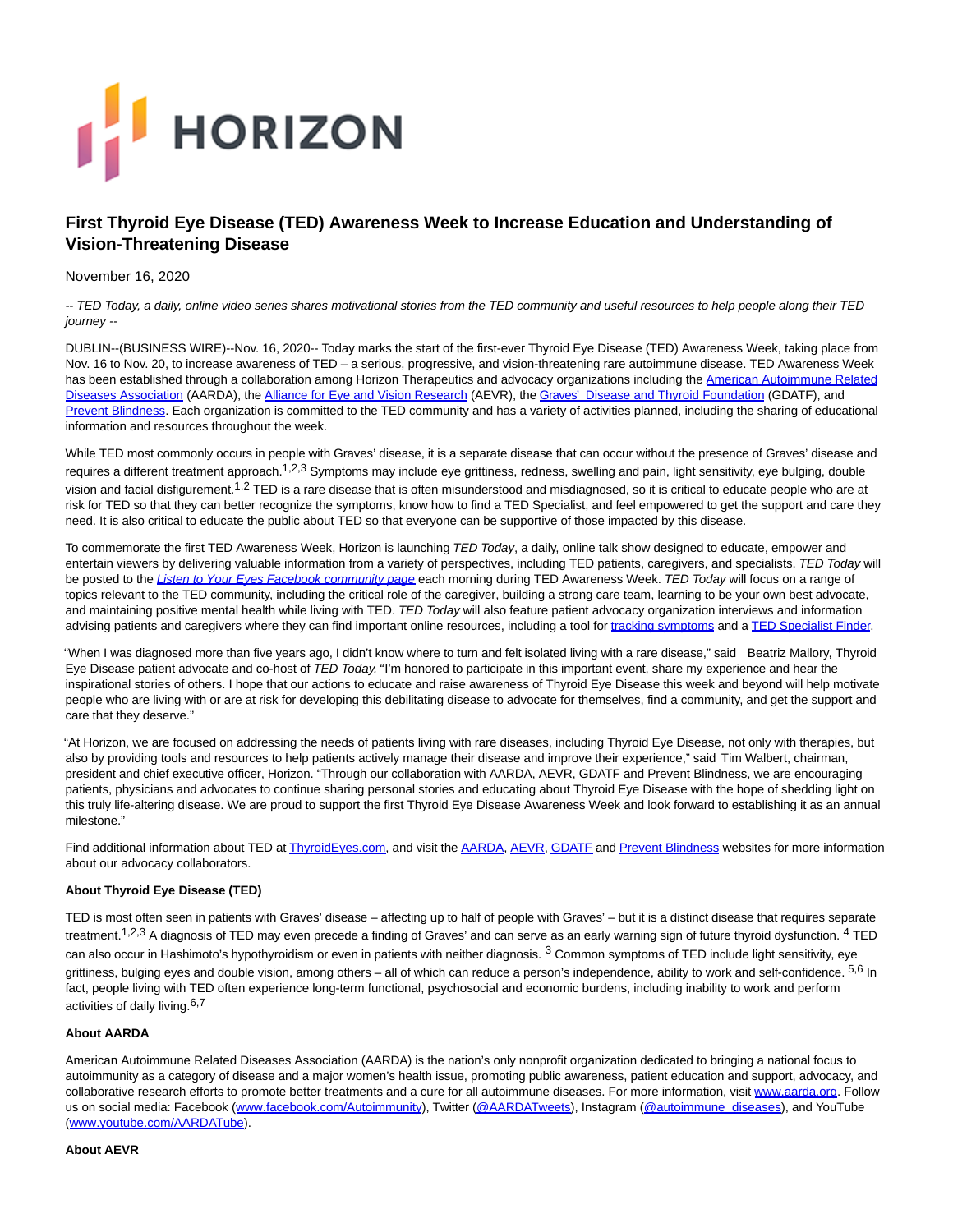HORIZON

# First Thyroid Eye Disease (TED) Awareness Week to Increase Education and Understanding of Vision-Threatening Disease

November 16, 2020

*-- TED Today, a daily, online video series shares motivational stories from the TED community and useful resources to help people along their TED journey --*

DUBLIN--(BUSINESS WIRE)--Nov. 16, 2020-- Today marks the start of the first-ever Thyroid Eye Disease (TED) Awareness Week, taking place from Nov. 16 to Nov. 20, to increase awareness of TED – a serious, progressive, and vision-threatening rare autoimmune disease. TED Awareness Week has been established through a collaboration among Horizon Therapeutics and advocacy organizations including the American Autoimmune Related Diseases Association (AARDA), the Alliance for Eye and Vision Research (AEVR), the Graves' Disease and Thyroid Foundation (GDATF), and Prevent Blindness. Each organization is committed to the TED community and has a variety of activities planned, including the sharing of educational information and resources throughout the week.

While TED most commonly occurs in people with Graves' disease, it is a separate disease that can occur without the presence of Graves' disease and requires a different treatment approach.[1,2,3] Symptoms may include eye grittiness, redness, swelling and pain, light sensitivity, eye bulging, double vision and facial disfigurement.[1,2] TED is a rare disease that is often misunderstood and misdiagnosed, so it is critical to educate people who are at risk for TED so that they can better recognize the symptoms, know how to find a TED Specialist, and feel empowered to get the support and care they need. It is also critical to educate the public about TED so that everyone can be supportive of those impacted by this disease.

To commemorate the first TED Awareness Week, Horizon is launching *TED Today*, a daily, online talk show designed to educate, empower and entertain viewers by delivering valuable information from a variety of perspectives, including TED patients, caregivers, and specialists. *TED Today* will be posted to the *Listen to Your Eyes Facebook community page* each morning during TED Awareness Week. *TED Today* will focus on a range of topics relevant to the TED community, including the critical role of the caregiver, building a strong care team, learning to be your own best advocate, and maintaining positive mental health while living with TED. *TED Today* will also feature patient advocacy organization interviews and information advising patients and caregivers where they can find important online resources, including a tool for tracking symptoms and a TED Specialist Finder.

"When I was diagnosed more than five years ago, I didn't know where to turn and felt isolated living with a rare disease," said Beatriz Mallory, Thyroid Eye Disease patient advocate and co-host of *TED Today.* "I'm honored to participate in this important event, share my experience and hear the inspirational stories of others. I hope that our actions to educate and raise awareness of Thyroid Eye Disease this week and beyond will help motivate people who are living with or are at risk for developing this debilitating disease to advocate for themselves, find a community, and get the support and care that they deserve."

"At Horizon, we are focused on addressing the needs of patients living with rare diseases, including Thyroid Eye Disease, not only with therapies, but also by providing tools and resources to help patients actively manage their disease and improve their experience," said Tim Walbert, chairman, president and chief executive officer, Horizon. "Through our collaboration with AARDA, AEVR, GDATF and Prevent Blindness, we are encouraging patients, physicians and advocates to continue sharing personal stories and educating about Thyroid Eye Disease with the hope of shedding light on this truly life-altering disease. We are proud to support the first Thyroid Eye Disease Awareness Week and look forward to establishing it as an annual milestone."

Find additional information about TED at ThyroidEyes.com, and visit the AARDA, AEVR, GDATF and Prevent Blindness websites for more information about our advocacy collaborators.

**About Thyroid Eye Disease (TED)**

TED is most often seen in patients with Graves' disease – affecting up to half of people with Graves' – but it is a distinct disease that requires separate treatment.[1,2,3] A diagnosis of TED may even precede a finding of Graves' and can serve as an early warning sign of future thyroid dysfunction. [4] TED can also occur in Hashimoto's hypothyroidism or even in patients with neither diagnosis. [3] Common symptoms of TED include light sensitivity, eye grittiness, bulging eyes and double vision, among others – all of which can reduce a person's independence, ability to work and self-confidence. [5,6] In fact, people living with TED often experience long-term functional, psychosocial and economic burdens, including inability to work and perform activities of daily living.[6,7]

**About AARDA**

American Autoimmune Related Diseases Association (AARDA) is the nation's only nonprofit organization dedicated to bringing a national focus to autoimmunity as a category of disease and a major women's health issue, promoting public awareness, patient education and support, advocacy, and collaborative research efforts to promote better treatments and a cure for all autoimmune diseases. For more information, visit www.aarda.org. Follow us on social media: Facebook (www.facebook.com/Autoimmunity), Twitter (@AARDATweets), Instagram (@autoimmune_diseases), and YouTube (www.youtube.com/AARDATube).

**About AEVR**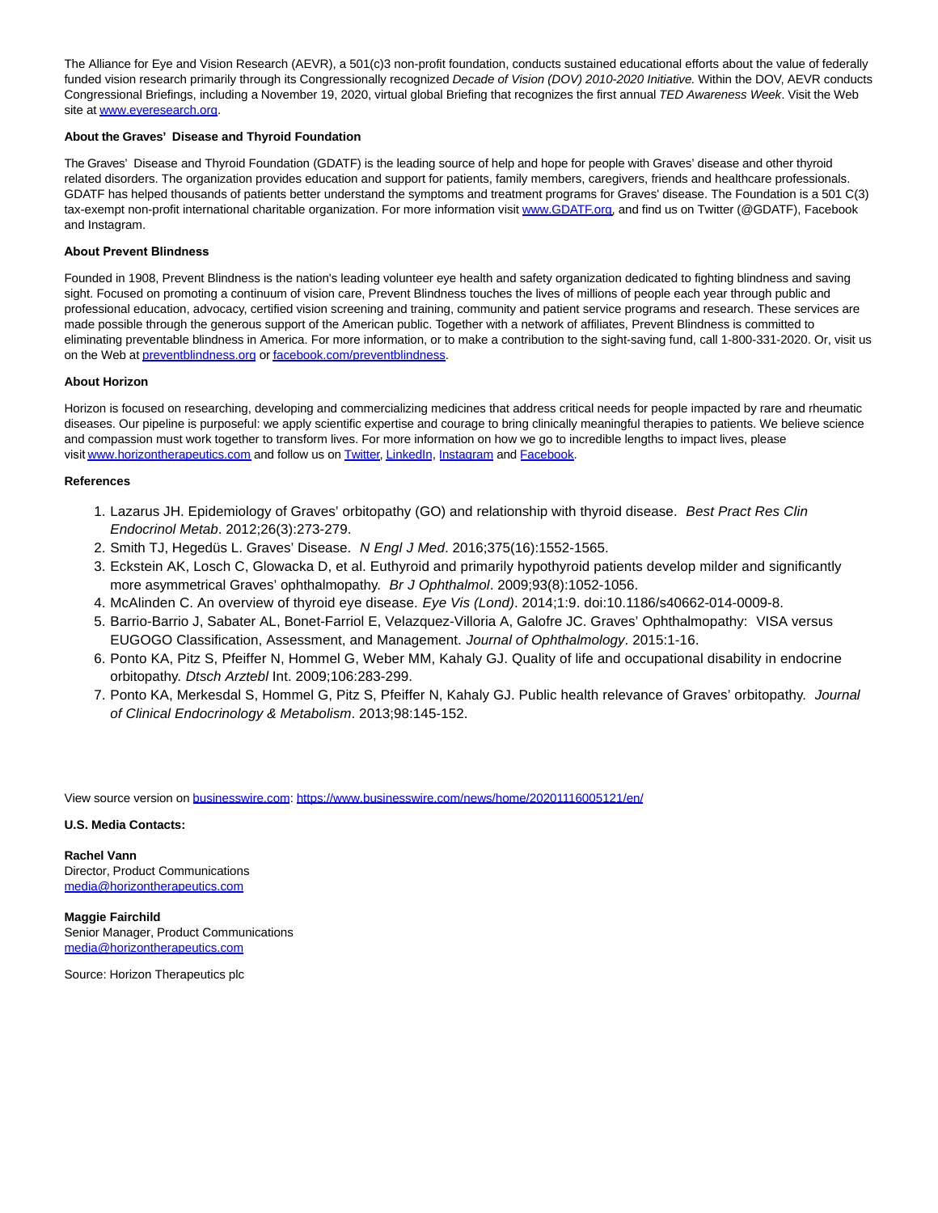The Alliance for Eye and Vision Research (AEVR), a 501(c)3 non-profit foundation, conducts sustained educational efforts about the value of federally funded vision research primarily through its Congressionally recognized *Decade of Vision (DOV) 2010-2020 Initiative.* Within the DOV, AEVR conducts Congressional Briefings, including a November 19, 2020, virtual global Briefing that recognizes the first annual *TED Awareness Week*. Visit the Web site at www.eyeresearch.org.

**About the Graves' Disease and Thyroid Foundation**

The Graves' Disease and Thyroid Foundation (GDATF) is the leading source of help and hope for people with Graves' disease and other thyroid related disorders. The organization provides education and support for patients, family members, caregivers, friends and healthcare professionals. GDATF has helped thousands of patients better understand the symptoms and treatment programs for Graves' disease. The Foundation is a 501 C(3) tax-exempt non-profit international charitable organization. For more information visit www.GDATF.org, and find us on Twitter (@GDATF), Facebook and Instagram.

**About Prevent Blindness**

Founded in 1908, Prevent Blindness is the nation's leading volunteer eye health and safety organization dedicated to fighting blindness and saving sight. Focused on promoting a continuum of vision care, Prevent Blindness touches the lives of millions of people each year through public and professional education, advocacy, certified vision screening and training, community and patient service programs and research. These services are made possible through the generous support of the American public. Together with a network of affiliates, Prevent Blindness is committed to eliminating preventable blindness in America. For more information, or to make a contribution to the sight-saving fund, call 1-800-331-2020. Or, visit us on the Web at preventblindness.org or facebook.com/preventblindness.

**About Horizon**

Horizon is focused on researching, developing and commercializing medicines that address critical needs for people impacted by rare and rheumatic diseases. Our pipeline is purposeful: we apply scientific expertise and courage to bring clinically meaningful therapies to patients. We believe science and compassion must work together to transform lives. For more information on how we go to incredible lengths to impact lives, please visit www.horizontherapeutics.com and follow us on Twitter, LinkedIn, Instagram and Facebook.

**References**

1. Lazarus JH. Epidemiology of Graves' orbitopathy (GO) and relationship with thyroid disease. *Best Pract Res Clin Endocrinol Metab*. 2012;26(3):273-279.
2. Smith TJ, Hegedüs L. Graves' Disease. *N Engl J Med*. 2016;375(16):1552-1565.
3. Eckstein AK, Losch C, Glowacka D, et al. Euthyroid and primarily hypothyroid patients develop milder and significantly more asymmetrical Graves' ophthalmopathy. *Br J Ophthalmol*. 2009;93(8):1052-1056.
4. McAlinden C. An overview of thyroid eye disease. *Eye Vis (Lond)*. 2014;1:9. doi:10.1186/s40662-014-0009-8.
5. Barrio-Barrio J, Sabater AL, Bonet-Farriol E, Velazquez-Villoria A, Galofre JC. Graves' Ophthalmopathy: VISA versus EUGOGO Classification, Assessment, and Management. *Journal of Ophthalmology*. 2015:1-16.
6. Ponto KA, Pitz S, Pfeiffer N, Hommel G, Weber MM, Kahaly GJ. Quality of life and occupational disability in endocrine orbitopathy. *Dtsch Arztebl* Int. 2009;106:283-299.
7. Ponto KA, Merkesdal S, Hommel G, Pitz S, Pfeiffer N, Kahaly GJ. Public health relevance of Graves' orbitopathy. *Journal of Clinical Endocrinology & Metabolism*. 2013;98:145-152.

View source version on businesswire.com: https://www.businesswire.com/news/home/20201116005121/en/

**U.S. Media Contacts:**

**Rachel Vann**
Director, Product Communications
media@horizontherapeutics.com

**Maggie Fairchild**
Senior Manager, Product Communications
media@horizontherapeutics.com

Source: Horizon Therapeutics plc